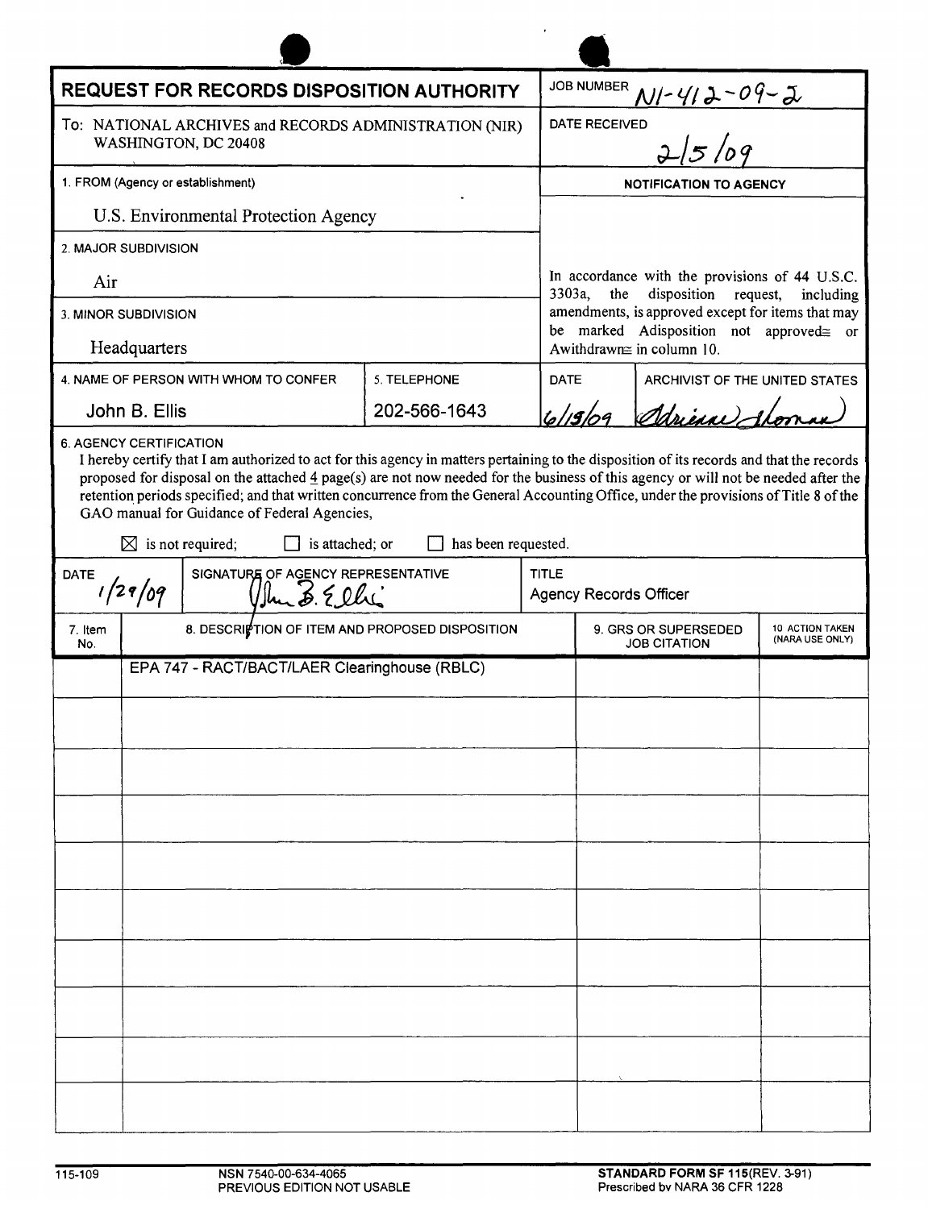# REQUEST FOR RECORDS DISPOSITION AUTHORITY

JOB NUMBER: N1-412-09-2

To: NATIONAL ARCHIVES and RECORDS ADMINISTRATION (NIR) WASHINGTON, DC 20408

DATE RECEIVED: 2/5/09

1. FROM (Agency or establishment)

U.S. Environmental Protection Agency

2. MAJOR SUBDIVISION

Air

3. MINOR SUBDIVISION

Headquarters

4. NAME OF PERSON WITH WHOM TO CONFER: John B. Ellis

5. TELEPHONE: 202-566-1643

**NOTIFICATION TO AGENCY**

In accordance with the provisions of 44 U.S.C. 3303a, the disposition request, including amendments, is approved except for items that may be marked Adisposition not approved≅ or Awithdrawn≅ in column 10.

DATE: 6/18/09

ARCHIVIST OF THE UNITED STATES: Adrienne Thomas

6. AGENCY CERTIFICATION

I hereby certify that I am authorized to act for this agency in matters pertaining to the disposition of its records and that the records proposed for disposal on the attached 4 page(s) are not now needed for the business of this agency or will not be needed after the retention periods specified; and that written concurrence from the General Accounting Office, under the provisions of Title 8 of the GAO manual for Guidance of Federal Agencies,

☒ is not required; ☐ is attached; or ☐ has been requested.

| DATE | SIGNATURE OF AGENCY REPRESENTATIVE | TITLE |
|---|---|---|
| 1/29/09 | John B. Ellis | Agency Records Officer |

| 7. Item No. | 8. DESCRIPTION OF ITEM AND PROPOSED DISPOSITION | 9. GRS OR SUPERSEDED JOB CITATION | 10 ACTION TAKEN (NARA USE ONLY) |
|---|---|---|---|
| | EPA 747 - RACT/BACT/LAER Clearinghouse (RBLC) | | |

115-109 NSN 7540-00-634-4065 PREVIOUS EDITION NOT USABLE

STANDARD FORM SF 115(REV. 3-91) Prescribed by NARA 36 CFR 1228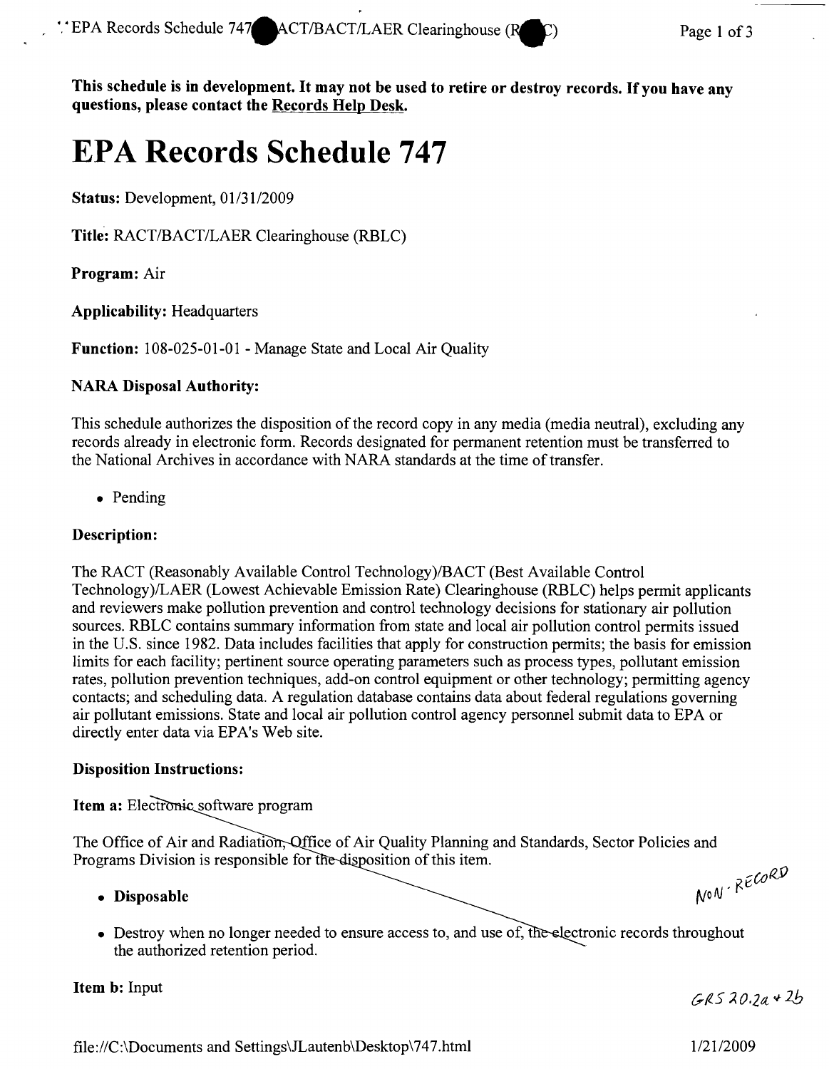**This schedule is in development. It may not be used to retire or destroy records. If you have any questions, please contact the Records Help Desk.**

# EPA Records Schedule 747

**Status:** Development, 01/31/2009

**Title:** RACT/BACT/LAER Clearinghouse (RBLC)

**Program:** Air

**Applicability:** Headquarters

**Function:** 108-025-01-01 - Manage State and Local Air Quality

### NARA Disposal Authority:

This schedule authorizes the disposition of the record copy in any media (media neutral), excluding any records already in electronic form. Records designated for permanent retention must be transferred to the National Archives in accordance with NARA standards at the time of transfer.

- Pending

### Description:

The RACT (Reasonably Available Control Technology)/BACT (Best Available Control Technology)/LAER (Lowest Achievable Emission Rate) Clearinghouse (RBLC) helps permit applicants and reviewers make pollution prevention and control technology decisions for stationary air pollution sources. RBLC contains summary information from state and local air pollution control permits issued in the U.S. since 1982. Data includes facilities that apply for construction permits; the basis for emission limits for each facility; pertinent source operating parameters such as process types, pollutant emission rates, pollution prevention techniques, add-on control equipment or other technology; permitting agency contacts; and scheduling data. A regulation database contains data about federal regulations governing air pollutant emissions. State and local air pollution control agency personnel submit data to EPA or directly enter data via EPA's Web site.

### Disposition Instructions:

**Item a:** Electronic software program

The Office of Air and Radiation, Office of Air Quality Planning and Standards, Sector Policies and Programs Division is responsible for the disposition of this item.

NON-RECORD

- **Disposable**
- Destroy when no longer needed to ensure access to, and use of, the electronic records throughout the authorized retention period.

**Item b:** Input

GRS 20.2a + 2b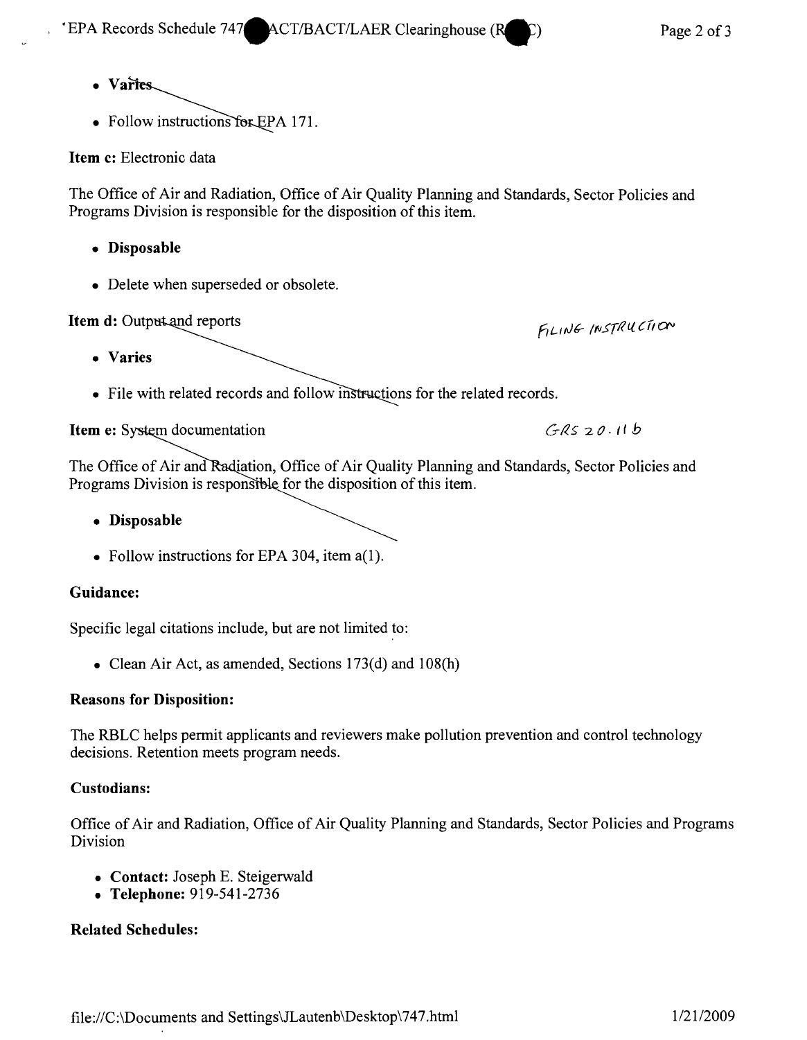- **Varies**
- Follow instructions for EPA 171.

**Item c:** Electronic data

The Office of Air and Radiation, Office of Air Quality Planning and Standards, Sector Policies and Programs Division is responsible for the disposition of this item.

- **Disposable**
- Delete when superseded or obsolete.

**Item d:** Output and reports

FILING INSTRUCTION

- **Varies**
- File with related records and follow instructions for the related records.

**Item e:** System documentation

GRS 20.11b

The Office of Air and Radiation, Office of Air Quality Planning and Standards, Sector Policies and Programs Division is responsible for the disposition of this item.

- **Disposable**
- Follow instructions for EPA 304, item a(1).

### Guidance:

Specific legal citations include, but are not limited to:

- Clean Air Act, as amended, Sections 173(d) and 108(h)

### Reasons for Disposition:

The RBLC helps permit applicants and reviewers make pollution prevention and control technology decisions. Retention meets program needs.

### Custodians:

Office of Air and Radiation, Office of Air Quality Planning and Standards, Sector Policies and Programs Division

- **Contact:** Joseph E. Steigerwald
- **Telephone:** 919-541-2736

### Related Schedules: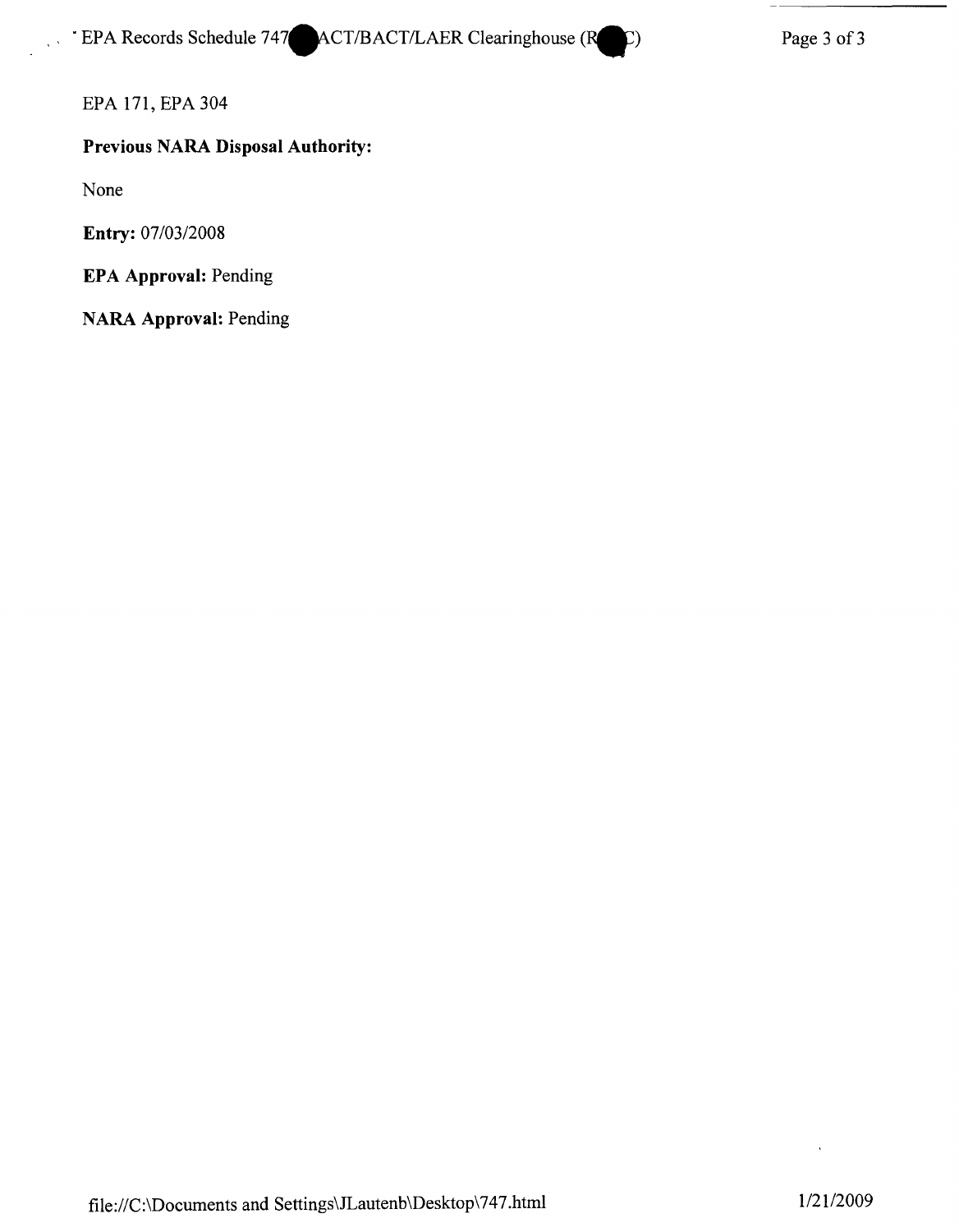EPA 171, EPA 304

**Previous NARA Disposal Authority:**

None

**Entry:** 07/03/2008

**EPA Approval:** Pending

**NARA Approval:** Pending